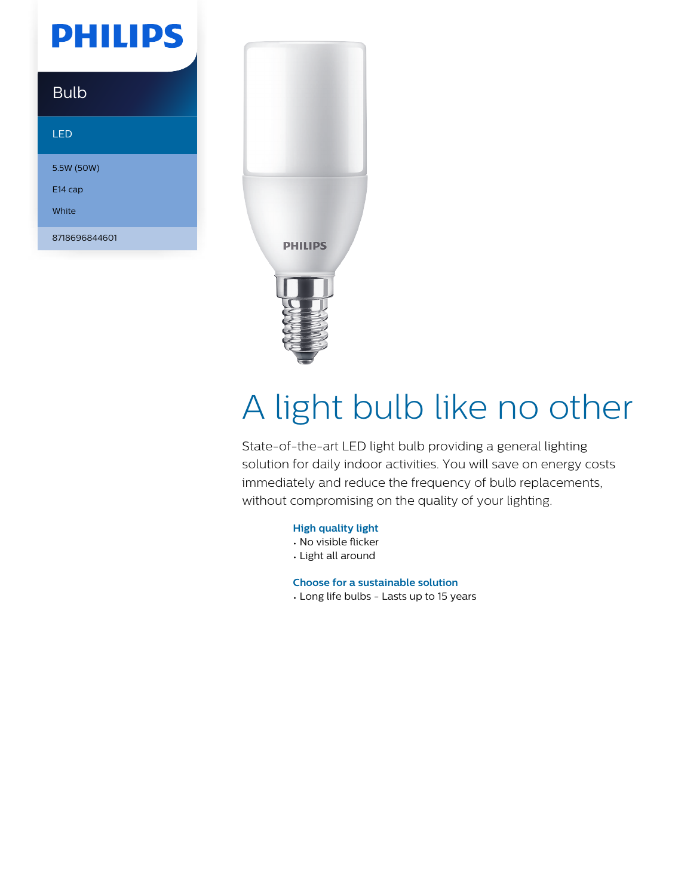PHILIPS

Bulb

LED

5.5W (50W)

E14 cap

White

8718696844601

# A light bulb like no other

State-of-the-art LED light bulb providing a general lighting solution for daily indoor activities. You will save on energy costs immediately and reduce the frequency of bulb replacements, without compromising on the quality of your lighting.

### High quality light

- No visible flicker
- Light all around

### Choose for a sustainable solution

- Long life bulbs - Lasts up to 15 years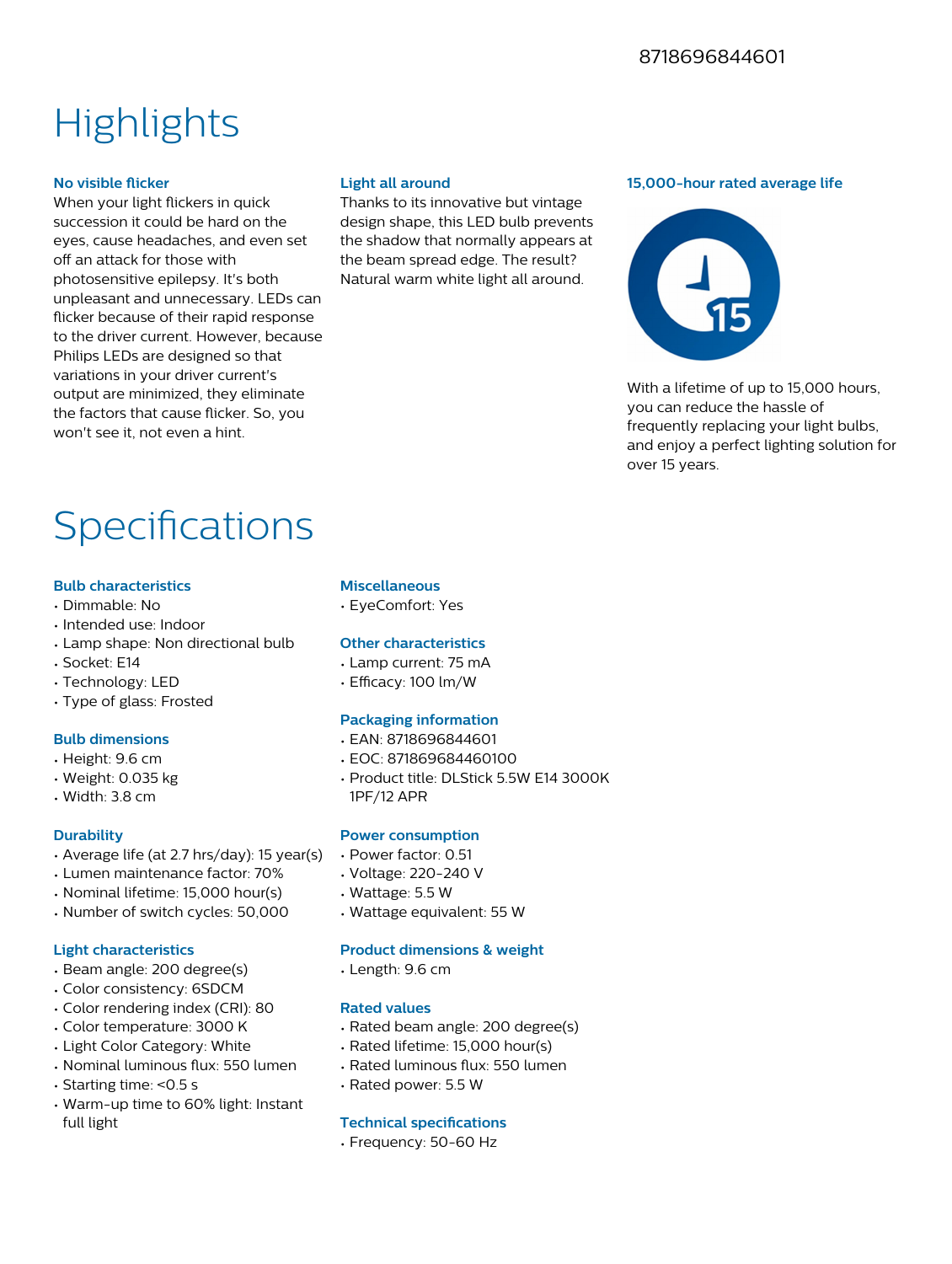8718696844601

# Highlights

### No visible flicker

When your light flickers in quick succession it could be hard on the eyes, cause headaches, and even set off an attack for those with photosensitive epilepsy. It's both unpleasant and unnecessary. LEDs can flicker because of their rapid response to the driver current. However, because Philips LEDs are designed so that variations in your driver current's output are minimized, they eliminate the factors that cause flicker. So, you won't see it, not even a hint.

### Light all around

Thanks to its innovative but vintage design shape, this LED bulb prevents the shadow that normally appears at the beam spread edge. The result? Natural warm white light all around.

### 15,000-hour rated average life

With a lifetime of up to 15,000 hours, you can reduce the hassle of frequently replacing your light bulbs, and enjoy a perfect lighting solution for over 15 years.

# Specifications

### Bulb characteristics

- Dimmable: No
- Intended use: Indoor
- Lamp shape: Non directional bulb
- Socket: E14
- Technology: LED
- Type of glass: Frosted

### Bulb dimensions

- Height: 9.6 cm
- Weight: 0.035 kg
- Width: 3.8 cm

### Durability

- Average life (at 2.7 hrs/day): 15 year(s)
- Lumen maintenance factor: 70%
- Nominal lifetime: 15,000 hour(s)
- Number of switch cycles: 50,000

### Light characteristics

- Beam angle: 200 degree(s)
- Color consistency: 6SDCM
- Color rendering index (CRI): 80
- Color temperature: 3000 K
- Light Color Category: White
- Nominal luminous flux: 550 lumen
- Starting time: <0.5 s
- Warm-up time to 60% light: Instant full light

### Miscellaneous

- EyeComfort: Yes

### Other characteristics

- Lamp current: 75 mA
- Efficacy: 100 lm/W

### Packaging information

- EAN: 8718696844601
- EOC: 871869684460100
- Product title: DLStick 5.5W E14 3000K 1PF/12 APR

### Power consumption

- Power factor: 0.51
- Voltage: 220-240 V
- Wattage: 5.5 W
- Wattage equivalent: 55 W

### Product dimensions & weight

- Length: 9.6 cm

### Rated values

- Rated beam angle: 200 degree(s)
- Rated lifetime: 15,000 hour(s)
- Rated luminous flux: 550 lumen
- Rated power: 5.5 W

### Technical specifications

- Frequency: 50-60 Hz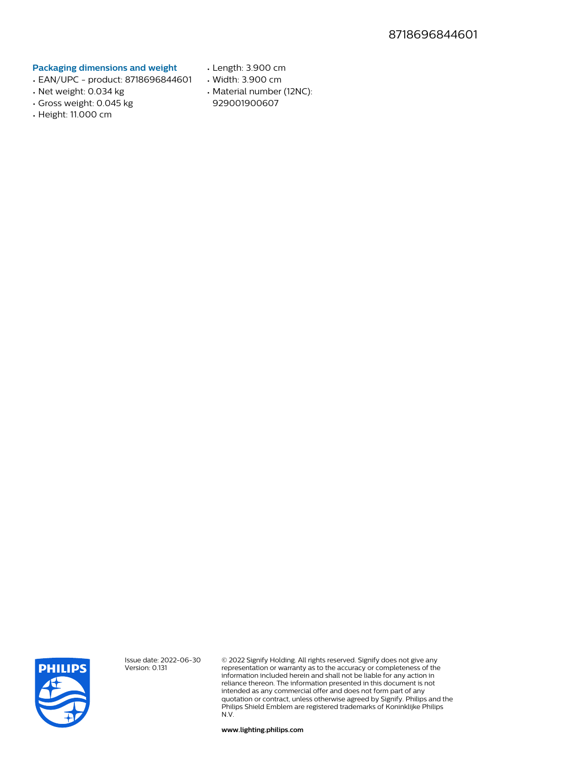## Packaging dimensions and weight

- EAN/UPC - product: 8718696844601
- Net weight: 0.034 kg
- Gross weight: 0.045 kg
- Height: 11.000 cm
- Length: 3.900 cm
- Width: 3.900 cm
- Material number (12NC): 929001900607

Issue date: 2022-06-30
Version: 0.131

© 2022 Signify Holding. All rights reserved. Signify does not give any representation or warranty as to the accuracy or completeness of the information included herein and shall not be liable for any action in reliance thereon. The information presented in this document is not intended as any commercial offer and does not form part of any quotation or contract, unless otherwise agreed by Signify. Philips and the Philips Shield Emblem are registered trademarks of Koninklijke Philips N.V.

**www.lighting.philips.com**